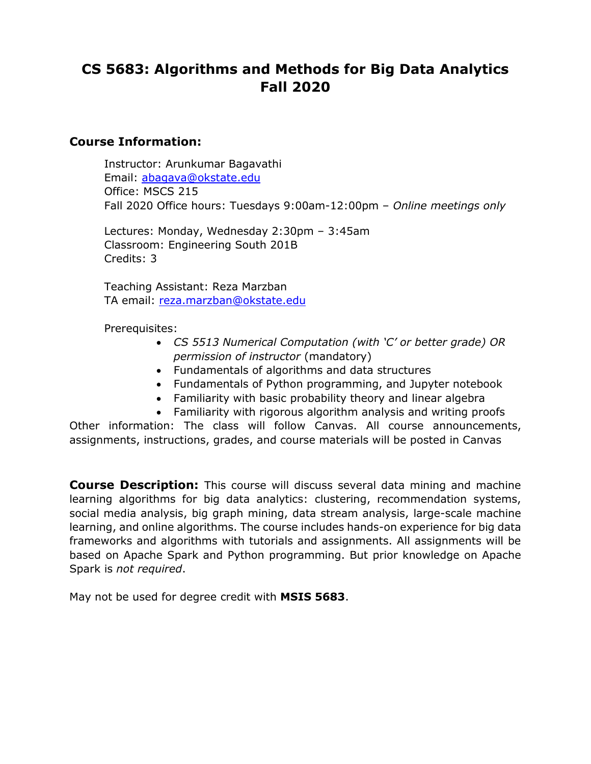# CS 5683: Algorithms and Methods for Big Data Analytics Fall 2020

## Course Information:

Instructor: Arunkumar Bagavathi
Email: [abagava@okstate.edu](mailto:abagava@okstate.edu)
Office: MSCS 215
Fall 2020 Office hours: Tuesdays 9:00am-12:00pm – *Online meetings only*

Lectures: Monday, Wednesday 2:30pm – 3:45am
Classroom: Engineering South 201B
Credits: 3

Teaching Assistant: Reza Marzban
TA email: [reza.marzban@okstate.edu](mailto:reza.marzban@okstate.edu)

Prerequisites:

- *CS 5513 Numerical Computation (with 'C' or better grade) OR permission of instructor* (mandatory)
- Fundamentals of algorithms and data structures
- Fundamentals of Python programming, and Jupyter notebook
- Familiarity with basic probability theory and linear algebra
- Familiarity with rigorous algorithm analysis and writing proofs

Other information: The class will follow Canvas. All course announcements, assignments, instructions, grades, and course materials will be posted in Canvas

**Course Description:** This course will discuss several data mining and machine learning algorithms for big data analytics: clustering, recommendation systems, social media analysis, big graph mining, data stream analysis, large-scale machine learning, and online algorithms. The course includes hands-on experience for big data frameworks and algorithms with tutorials and assignments. All assignments will be based on Apache Spark and Python programming. But prior knowledge on Apache Spark is *not required*.

May not be used for degree credit with **MSIS 5683**.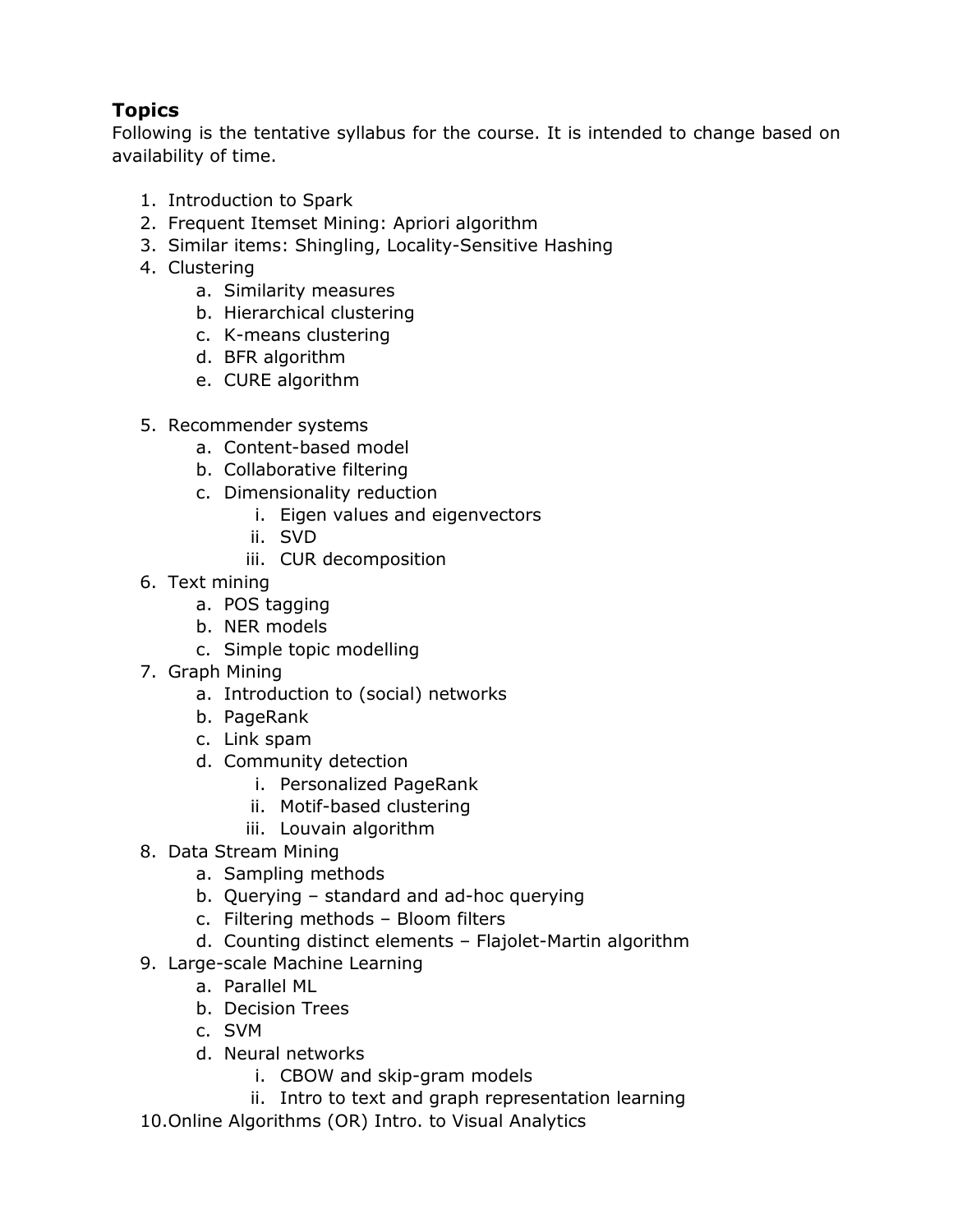## Topics

Following is the tentative syllabus for the course. It is intended to change based on availability of time.

1. Introduction to Spark
2. Frequent Itemset Mining: Apriori algorithm
3. Similar items: Shingling, Locality-Sensitive Hashing
4. Clustering
    a. Similarity measures
    b. Hierarchical clustering
    c. K-means clustering
    d. BFR algorithm
    e. CURE algorithm
5. Recommender systems
    a. Content-based model
    b. Collaborative filtering
    c. Dimensionality reduction
        i. Eigen values and eigenvectors
        ii. SVD
        iii. CUR decomposition
6. Text mining
    a. POS tagging
    b. NER models
    c. Simple topic modelling
7. Graph Mining
    a. Introduction to (social) networks
    b. PageRank
    c. Link spam
    d. Community detection
        i. Personalized PageRank
        ii. Motif-based clustering
        iii. Louvain algorithm
8. Data Stream Mining
    a. Sampling methods
    b. Querying – standard and ad-hoc querying
    c. Filtering methods – Bloom filters
    d. Counting distinct elements – Flajolet-Martin algorithm
9. Large-scale Machine Learning
    a. Parallel ML
    b. Decision Trees
    c. SVM
    d. Neural networks
        i. CBOW and skip-gram models
        ii. Intro to text and graph representation learning
10. Online Algorithms (OR) Intro. to Visual Analytics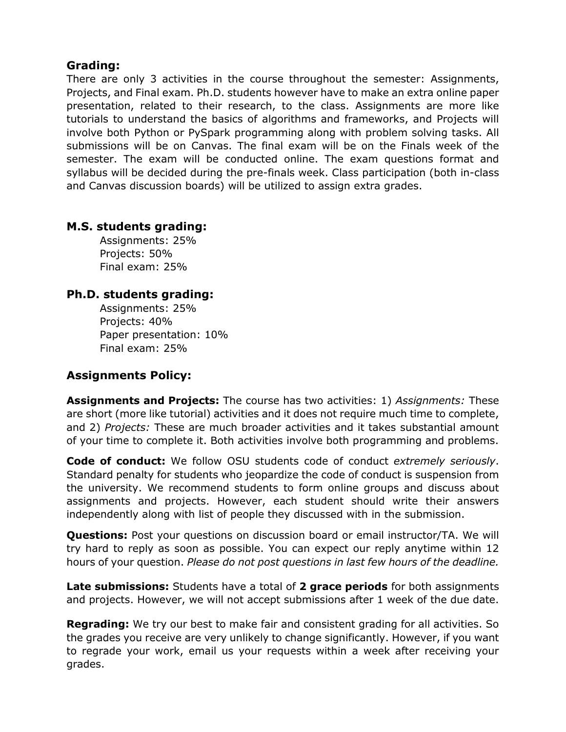### Grading:

There are only 3 activities in the course throughout the semester: Assignments, Projects, and Final exam. Ph.D. students however have to make an extra online paper presentation, related to their research, to the class. Assignments are more like tutorials to understand the basics of algorithms and frameworks, and Projects will involve both Python or PySpark programming along with problem solving tasks. All submissions will be on Canvas. The final exam will be on the Finals week of the semester. The exam will be conducted online. The exam questions format and syllabus will be decided during the pre-finals week. Class participation (both in-class and Canvas discussion boards) will be utilized to assign extra grades.

### M.S. students grading:

Assignments: 25%
Projects: 50%
Final exam: 25%

### Ph.D. students grading:

Assignments: 25%
Projects: 40%
Paper presentation: 10%
Final exam: 25%

### Assignments Policy:

**Assignments and Projects:** The course has two activities: 1) *Assignments:* These are short (more like tutorial) activities and it does not require much time to complete, and 2) *Projects:* These are much broader activities and it takes substantial amount of your time to complete it. Both activities involve both programming and problems.

**Code of conduct:** We follow OSU students code of conduct *extremely seriously*. Standard penalty for students who jeopardize the code of conduct is suspension from the university. We recommend students to form online groups and discuss about assignments and projects. However, each student should write their answers independently along with list of people they discussed with in the submission.

**Questions:** Post your questions on discussion board or email instructor/TA. We will try hard to reply as soon as possible. You can expect our reply anytime within 12 hours of your question. *Please do not post questions in last few hours of the deadline.*

**Late submissions:** Students have a total of **2 grace periods** for both assignments and projects. However, we will not accept submissions after 1 week of the due date.

**Regrading:** We try our best to make fair and consistent grading for all activities. So the grades you receive are very unlikely to change significantly. However, if you want to regrade your work, email us your requests within a week after receiving your grades.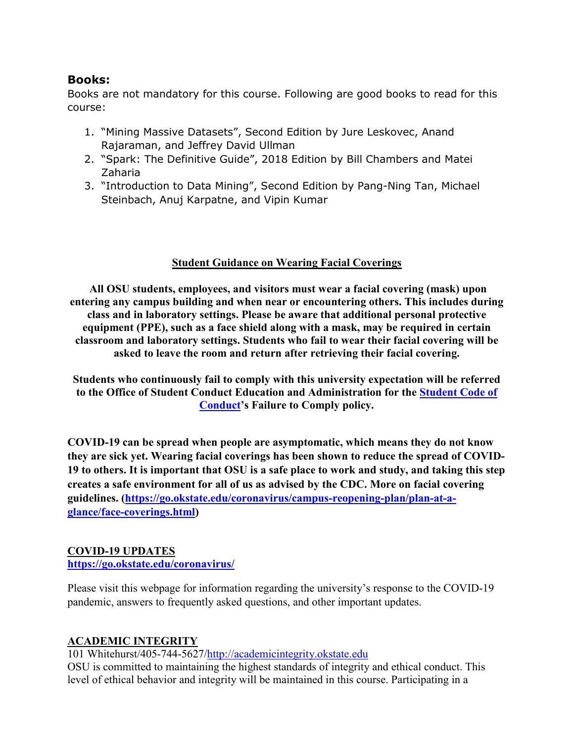### Books:

Books are not mandatory for this course. Following are good books to read for this course:

1. "Mining Massive Datasets", Second Edition by Jure Leskovec, Anand Rajaraman, and Jeffrey David Ullman
2. "Spark: The Definitive Guide", 2018 Edition by Bill Chambers and Matei Zaharia
3. "Introduction to Data Mining", Second Edition by Pang-Ning Tan, Michael Steinbach, Anuj Karpatne, and Vipin Kumar

## Student Guidance on Wearing Facial Coverings

**All OSU students, employees, and visitors must wear a facial covering (mask) upon entering any campus building and when near or encountering others. This includes during class and in laboratory settings. Please be aware that additional personal protective equipment (PPE), such as a face shield along with a mask, may be required in certain classroom and laboratory settings. Students who fail to wear their facial covering will be asked to leave the room and return after retrieving their facial covering.**

**Students who continuously fail to comply with this university expectation will be referred to the Office of Student Conduct Education and Administration for the [Student Code of Conduct](#)'s Failure to Comply policy.**

**COVID-19 can be spread when people are asymptomatic, which means they do not know they are sick yet. Wearing facial coverings has been shown to reduce the spread of COVID-19 to others. It is important that OSU is a safe place to work and study, and taking this step creates a safe environment for all of us as advised by the CDC. More on facial covering guidelines. (https://go.okstate.edu/coronavirus/campus-reopening-plan/plan-at-a-glance/face-coverings.html)**

## COVID-19 UPDATES

**https://go.okstate.edu/coronavirus/**

Please visit this webpage for information regarding the university's response to the COVID-19 pandemic, answers to frequently asked questions, and other important updates.

## ACADEMIC INTEGRITY

101 Whitehurst/405-744-5627/http://academicintegrity.okstate.edu

OSU is committed to maintaining the highest standards of integrity and ethical conduct. This level of ethical behavior and integrity will be maintained in this course. Participating in a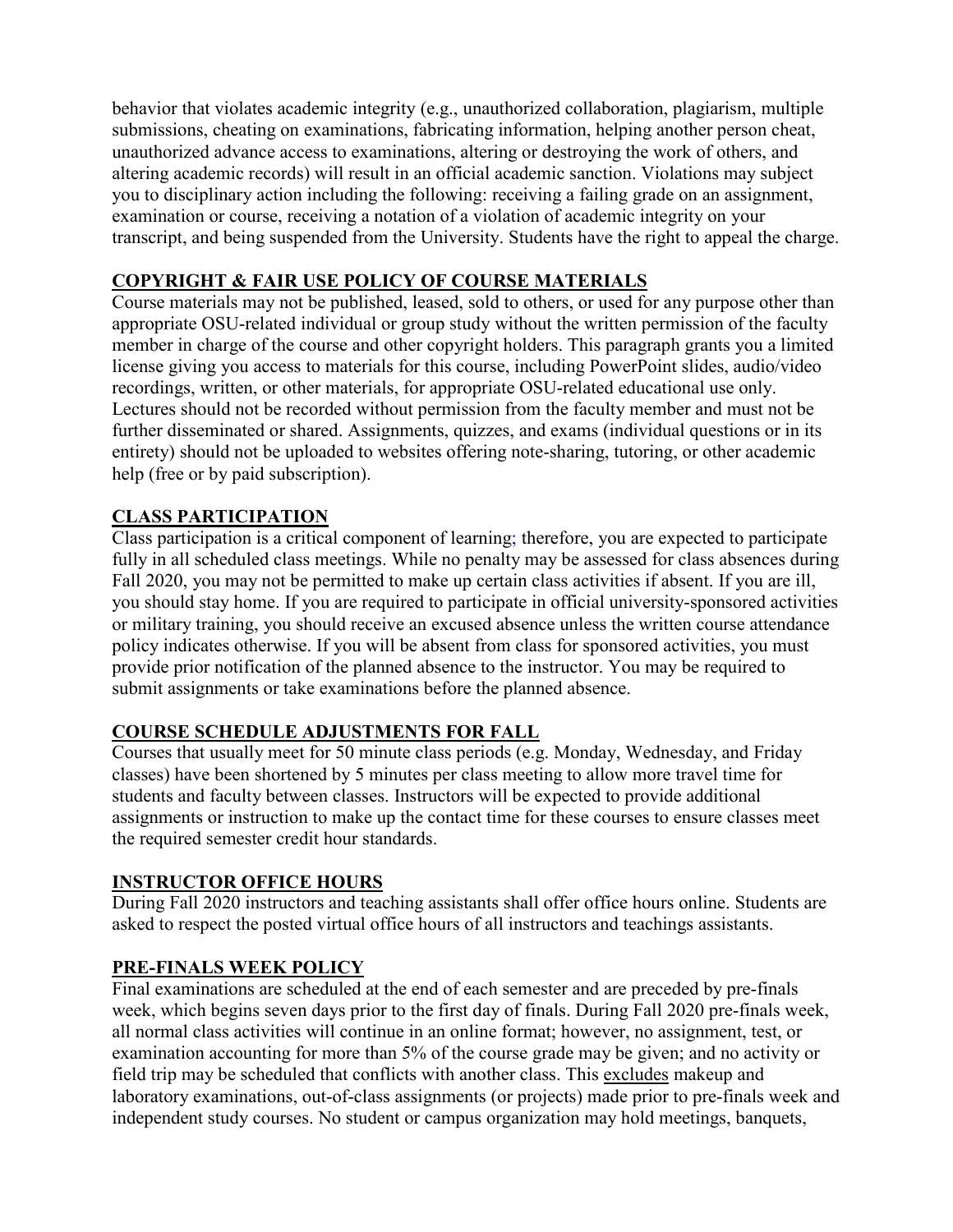behavior that violates academic integrity (e.g., unauthorized collaboration, plagiarism, multiple submissions, cheating on examinations, fabricating information, helping another person cheat, unauthorized advance access to examinations, altering or destroying the work of others, and altering academic records) will result in an official academic sanction. Violations may subject you to disciplinary action including the following: receiving a failing grade on an assignment, examination or course, receiving a notation of a violation of academic integrity on your transcript, and being suspended from the University. Students have the right to appeal the charge.

## COPYRIGHT & FAIR USE POLICY OF COURSE MATERIALS

Course materials may not be published, leased, sold to others, or used for any purpose other than appropriate OSU-related individual or group study without the written permission of the faculty member in charge of the course and other copyright holders. This paragraph grants you a limited license giving you access to materials for this course, including PowerPoint slides, audio/video recordings, written, or other materials, for appropriate OSU-related educational use only. Lectures should not be recorded without permission from the faculty member and must not be further disseminated or shared. Assignments, quizzes, and exams (individual questions or in its entirety) should not be uploaded to websites offering note-sharing, tutoring, or other academic help (free or by paid subscription).

## CLASS PARTICIPATION

Class participation is a critical component of learning; therefore, you are expected to participate fully in all scheduled class meetings. While no penalty may be assessed for class absences during Fall 2020, you may not be permitted to make up certain class activities if absent. If you are ill, you should stay home. If you are required to participate in official university-sponsored activities or military training, you should receive an excused absence unless the written course attendance policy indicates otherwise. If you will be absent from class for sponsored activities, you must provide prior notification of the planned absence to the instructor. You may be required to submit assignments or take examinations before the planned absence.

## COURSE SCHEDULE ADJUSTMENTS FOR FALL

Courses that usually meet for 50 minute class periods (e.g. Monday, Wednesday, and Friday classes) have been shortened by 5 minutes per class meeting to allow more travel time for students and faculty between classes. Instructors will be expected to provide additional assignments or instruction to make up the contact time for these courses to ensure classes meet the required semester credit hour standards.

## INSTRUCTOR OFFICE HOURS

During Fall 2020 instructors and teaching assistants shall offer office hours online. Students are asked to respect the posted virtual office hours of all instructors and teachings assistants.

## PRE-FINALS WEEK POLICY

Final examinations are scheduled at the end of each semester and are preceded by pre-finals week, which begins seven days prior to the first day of finals. During Fall 2020 pre-finals week, all normal class activities will continue in an online format; however, no assignment, test, or examination accounting for more than 5% of the course grade may be given; and no activity or field trip may be scheduled that conflicts with another class. This excludes makeup and laboratory examinations, out-of-class assignments (or projects) made prior to pre-finals week and independent study courses. No student or campus organization may hold meetings, banquets,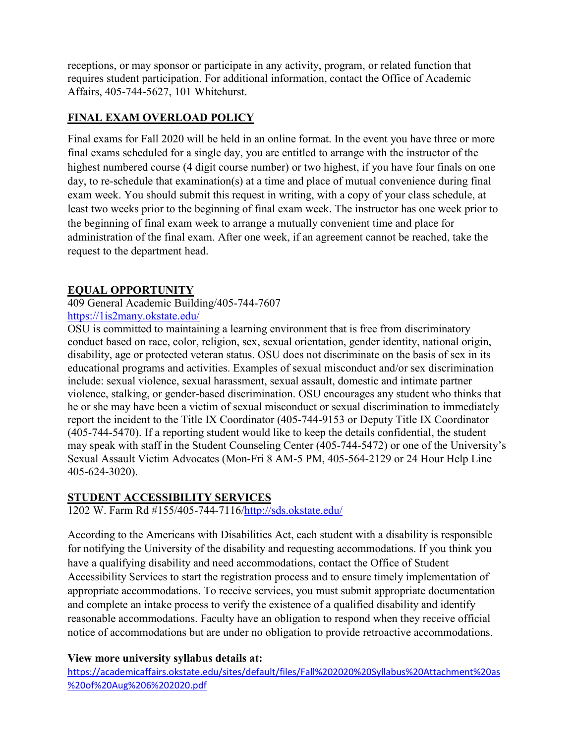receptions, or may sponsor or participate in any activity, program, or related function that requires student participation. For additional information, contact the Office of Academic Affairs, 405-744-5627, 101 Whitehurst.

## FINAL EXAM OVERLOAD POLICY

Final exams for Fall 2020 will be held in an online format. In the event you have three or more final exams scheduled for a single day, you are entitled to arrange with the instructor of the highest numbered course (4 digit course number) or two highest, if you have four finals on one day, to re-schedule that examination(s) at a time and place of mutual convenience during final exam week. You should submit this request in writing, with a copy of your class schedule, at least two weeks prior to the beginning of final exam week. The instructor has one week prior to the beginning of final exam week to arrange a mutually convenient time and place for administration of the final exam. After one week, if an agreement cannot be reached, take the request to the department head.

## EQUAL OPPORTUNITY

409 General Academic Building/405-744-7607
https://1is2many.okstate.edu/
OSU is committed to maintaining a learning environment that is free from discriminatory conduct based on race, color, religion, sex, sexual orientation, gender identity, national origin, disability, age or protected veteran status. OSU does not discriminate on the basis of sex in its educational programs and activities. Examples of sexual misconduct and/or sex discrimination include: sexual violence, sexual harassment, sexual assault, domestic and intimate partner violence, stalking, or gender-based discrimination. OSU encourages any student who thinks that he or she may have been a victim of sexual misconduct or sexual discrimination to immediately report the incident to the Title IX Coordinator (405-744-9153 or Deputy Title IX Coordinator (405-744-5470). If a reporting student would like to keep the details confidential, the student may speak with staff in the Student Counseling Center (405-744-5472) or one of the University's Sexual Assault Victim Advocates (Mon-Fri 8 AM-5 PM, 405-564-2129 or 24 Hour Help Line 405-624-3020).

## STUDENT ACCESSIBILITY SERVICES

1202 W. Farm Rd #155/405-744-7116/http://sds.okstate.edu/

According to the Americans with Disabilities Act, each student with a disability is responsible for notifying the University of the disability and requesting accommodations. If you think you have a qualifying disability and need accommodations, contact the Office of Student Accessibility Services to start the registration process and to ensure timely implementation of appropriate accommodations. To receive services, you must submit appropriate documentation and complete an intake process to verify the existence of a qualified disability and identify reasonable accommodations. Faculty have an obligation to respond when they receive official notice of accommodations but are under no obligation to provide retroactive accommodations.

**View more university syllabus details at:**
https://academicaffairs.okstate.edu/sites/default/files/Fall%202020%20Syllabus%20Attachment%20as%20of%20Aug%206%202020.pdf